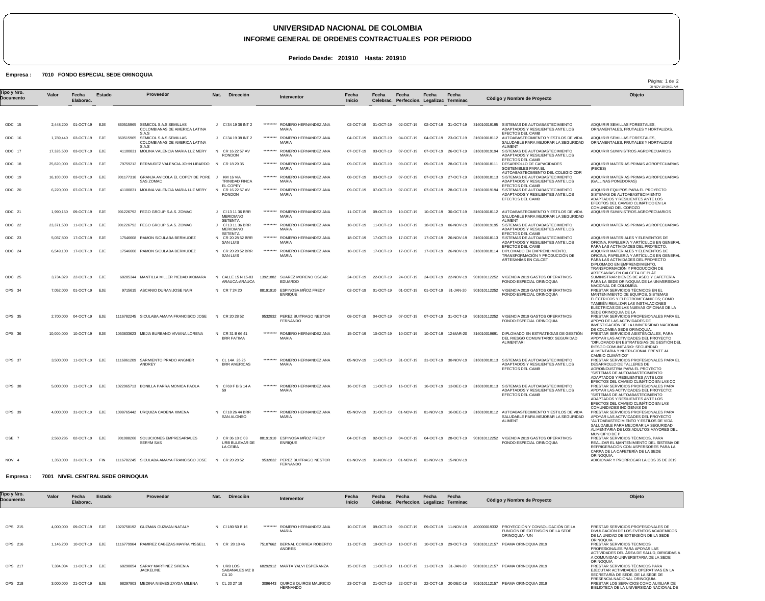# UNIVERSIDAD NACIONAL DE COLOMBIA

## INFORME GENERAL DE ORDENES CONTRACTUALES POR PERIODO

**Periodo Desde: 201910 Hasta: 201910**

**Empresa : 7010 FONDO ESPECIAL SEDE ORINOQUIA**

| Tipo y Nro. Documento | Valor | Fecha Elaborac. | Estado | Proveedor | Nat. | Direcciòn | Interventor | Fecha Inicio | Fecha Celebrac. | Fecha Perfeccion. | Fecha Legalizac | Fecha Terminac. | Còdigo y Nombre de Proyecto | Objeto |
|---|---|---|---|---|---|---|---|---|---|---|---|---|---|---|
| ODC 15 | 2,448,200 | 01-OCT-19 | EJE | 860515965 SEMICOL S.A.S SEMILLAS COLOMBIANAS DE AMERICA LATINA S.A.S | J | Cl 34 19 38 INT 2 | ********* ROMERO HERNANDEZ ANA MARIA | 02-OCT-19 | 01-OCT-19 | 02-OCT-19 | 02-OCT-19 | 31-OCT-19 | 316010019195 SISTEMAS DE AUTOABASTECIMIENTO ADAPTADOS Y RESILIENTES ANTE LOS EFECTOS DEL CAMB | ADQUIRIR SEMILLAS FORESTALES, ORNAMENTALES, FRUTALES Y HORTALIZAS. |
| ODC 16 | 1,789,440 | 03-OCT-19 | EJE | 860515965 SEMICOL S.A.S SEMILLAS COLOMBIANAS DE AMERICA LATINA S.A.S | J | Cl 34 19 38 INT 2 | ********* ROMERO HERNANDEZ ANA MARIA | 04-OCT-19 | 03-OCT-19 | 04-OCT-19 | 04-OCT-19 | 23-OCT-19 | 316010018112 AUTOABASTECIMIENTO Y ESTILOS DE VIDA SALUDABLE PARA MEJORAR LA SEGURIDAD ALIMENT | ADQUIRIR SEMILLAS FORESTALES, ORNAMENTALES, FRUTALES Y HORTALIZAS |
| ODC 17 | 17,326,500 | 03-OCT-19 | EJE | 41100831 MOLINA VALENCIA MARIA LUZ MERY | N | CR 16 22 57 AV RONDON | ********* ROMERO HERNANDEZ ANA MARIA | 07-OCT-19 | 03-OCT-19 | 07-OCT-19 | 07-OCT-19 | 26-OCT-19 | 316010019194 SISTEMAS DE AUTOABASTECIMIENTO ADAPTADOS Y RESILIENTES ANTE LOS EFECTOS DEL CAMB | ADQUIRIR SUMINISTROS AGROPECUARIOS |
| ODC 18 | 25,820,000 | 03-OCT-19 | EJE | 79759212 BERMUDEZ VALENCIA JOHN LIBARDO | N | CR 18 29 35 | ********* ROMERO HERNANDEZ ANA MARIA | 09-OCT-19 | 03-OCT-19 | 09-OCT-19 | 09-OCT-19 | 28-OCT-19 | 316010018111 DESARROLLO DE CAPACIDADES SOSTENIBLES PARA EL AUTOABASTECIMIENTO DEL COLEGIO CDR | ADQUIRIR MATERIAS PRIMAS AGROPECUARIAS (PECES) |
| ODC 19 | 16,100,000 | 03-OCT-19 | EJE | 901177318 GRANJA AVICOLA EL COPEY DE PORE SAS ZOMAC | J | KM 16 VIA TRINIDAD FINCA EL COPEY | ********* ROMERO HERNANDEZ ANA MARIA | 08-OCT-19 | 03-OCT-19 | 07-OCT-19 | 07-OCT-19 | 27-OCT-19 | 316010018113 SISTEMAS DE AUTOABASTECIMIENTO ADAPTADOS Y RESILIENTES ANTE LOS EFECTOS DEL CAMB | ADQUIRIR MATERIAS PRIMAS AGROPECUARIAS (GALLINAS PONEDORAS) |
| ODC 20 | 6,220,000 | 07-OCT-19 | EJE | 41100831 MOLINA VALENCIA MARIA LUZ MERY | N | CR 16 22 57 AV RONDON | ********* ROMERO HERNANDEZ ANA MARIA | 09-OCT-19 | 07-OCT-19 | 07-OCT-19 | 07-OCT-19 | 28-OCT-19 | 316010019194 SISTEMAS DE AUTOABASTECIMIENTO ADAPTADOS Y RESILIENTES ANTE LOS EFECTOS DEL CAMB | ADQUIRIR EQUIPOS PARA EL PROYECTO SISTEMAS DE AUTOABASTECIMIENTO ADAPTADOS Y RESILIENTES ANTE LOS EFECTOS DEL CAMBIO CLIMÁTICO EN LA COMUNIDAD DEL COROZO |
| ODC 21 | 1,990,150 | 09-OCT-19 | EJE | 901226792 FEGO GROUP S.A.S. ZOMAC | J | Cl 13 11 36 BRR MERIDIANO SETENTA | ********* ROMERO HERNANDEZ ANA MARIA | 11-OCT-19 | 09-OCT-19 | 10-OCT-19 | 10-OCT-19 | 30-OCT-19 | 316010018112 AUTOABASTECIMIENTO Y ESTILOS DE VIDA SALUDABLE PARA MEJORAR LA SEGURIDAD ALIMENT | ADQUIRIR SUMINISTROS AGROPECUARIOS |
| ODC 22 | 23,371,500 | 11-OCT-19 | EJE | 901226792 FEGO GROUP S.A.S. ZOMAC | J | Cl 13 11 36 BRR MERIDIANO SETENTA | ********* ROMERO HERNANDEZ ANA MARIA | 18-OCT-19 | 11-OCT-19 | 18-OCT-19 | 18-OCT-19 | 06-NOV-19 | 316010019195 SISTEMAS DE AUTOABASTECIMIENTO ADAPTADOS Y RESILIENTES ANTE LOS EFECTOS DEL CAMB | ADQUIRIR MATERIAS PRIMAS AGROPECUARIAS |
| ODC 23 | 5,037,800 | 17-OCT-19 | EJE | 17546608 RAMON SICULABA BERMUDEZ | N | CR 20 28 52 BRR SAN LUIS | ********* ROMERO HERNANDEZ ANA MARIA | 18-OCT-19 | 17-OCT-19 | 17-OCT-19 | 17-OCT-19 | 26-NOV-19 | 316010018113 SISTEMAS DE AUTOABASTECIMIENTO ADAPTADOS Y RESILIENTES ANTE LOS EFECTOS DEL CAMB | ADQUIRIR MATERIALES Y ELEMENTOS DE OFICINA, PAPELERÍA Y ARTÍCULOS EN GENERAL PARA LAS ACTIVIDADES DEL PROYECTO. |
| ODC 24 | 6,549,100 | 17-OCT-19 | EJE | 17546608 RAMON SICULABA BERMUDEZ | N | CR 20 28 52 BRR SAN LUIS | ********* ROMERO HERNANDEZ ANA MARIA | 18-OCT-19 | 17-OCT-19 | 17-OCT-19 | 17-OCT-19 | 26-NOV-19 | 316010018114 DIPLOMADO EN EMPRENDIMIENTO, TRANSFORMACIÓN Y PRODUCCIÓN DE ARTESANÍAS EN CALCET | ADQUIRIR MATERIALES Y ELEMENTOS DE OFICINA, PAPELERÍA Y ARTÍCULOS EN GENERAL PARA LAS ACTIVIDADES DEL PROYECTO DIPLOMADO EN EMPRENDIMIENTO, TRANSFORMACIÓN Y PRODUCCIÓN DE ARTESANÍAS EN CALCETA DE PLÁT |
| ODC 25 | 3,734,829 | 22-OCT-19 | EJE | 68285344 MANTILLA MILLER PIEDAD XIOMARA | N | CALLE 15 N 15-83 ARAUCA-ARAUCA | 13921882 SUAREZ MORENO OSCAR EDUARDO | 24-OCT-19 | 22-OCT-19 | 24-OCT-19 | 24-OCT-19 | 22-NOV-19 | 901010112252 VIGENCIA 2019 GASTOS OPERATIVOS FONDO ESPECIAL ORINOQUIA | SUMINISTRAR BIENES DE ASEO Y CAFETERÍA PARA LA SEDE ORINOQUIA DE LA UNIVERSIDAD NACIONAL DE COLOMBIA. |
| OPS 34 | 7,052,000 | 01-OCT-19 | EJE | 9715615 ASCANIO DURAN JOSE NAIR | N | CR 7 24 20 | 88191910 ESPINOSA MÑOZ FREDY ENRIQUE | 02-OCT-19 | 01-OCT-19 | 01-OCT-19 | 01-OCT-19 | 31-JAN-20 | 901010112252 VIGENCIA 2019 GASTOS OPERATIVOS FONDO ESPECIAL ORINOQUIA | PRESTAR SERVICIOS TÉCNICOS EN EL MANTENIMIENTO DE EQUIPOS, SISTEMAS ELÉCTRICOS Y ELECTROMECÁNICOS; COMO TAMBIÉN REALIZAR LAS INSTALACIONES ELÉCTRICAS DE LAS NUEVAS OFICINAS DE LA SEDE ORINOQUIA DE LA |
| OPS 35 | 2,700,000 | 04-OCT-19 | EJE | 1116782245 SICULABA AMAYA FRANCISCO JOSE | N | CR 20 28 52 | 9532832 PEREZ BUITRAGO NESTOR FERNANDO | 08-OCT-19 | 04-OCT-19 | 07-OCT-19 | 07-OCT-19 | 31-OCT-19 | 901010112252 VIGENCIA 2019 GASTOS OPERATIVOS FONDO ESPECIAL ORINOQUIA | PRESTAR SERVICIOS PROFESIONALES PARA EL APOYO DE LAS ACTIVIDADES DE INVESTIGACIÓN DE LA UNIVERSIDAD NACIONAL DE COLOMBIA SEDE ORINOQUIA. |
| OPS 36 | 10,000,000 | 10-OCT-19 | EJE | 1053833623 MEJIA BURBANO VIVIANA LORENA | N | CR 31 B 66 41 BRR FATIMA | ********* ROMERO HERNANDEZ ANA MARIA | 15-OCT-19 | 10-OCT-19 | 10-OCT-19 | 10-OCT-19 | 12-MAR-20 | 316010019691 DIPLOMADO EN ESTRATEGIAS DE GESTIÓN DEL RIESGO COMUNITARIO: SEGURIDAD ALIMENTARI | PRESTAR SERVICIOS ASISTENCIALES, PARA APOYAR LAS ACTIVIDADES DEL PROYECTO "DIPLOMADO EN ESTRATEGIAS DE GESTIÓN DEL RIESGO COMUNITARIO: SEGURIDAD ALIMENTARIA Y NUTRI-CIONAL FRENTE AL CAMBIO CLIMÁTICO" |
| OPS 37 | 3,500,000 | 11-OCT-19 | EJE | 1116861209 SARMIENTO PRADO ANGNER ANDREY | N | CL 14A 26 25 BRR AMERICAS | ********* ROMERO HERNANDEZ ANA MARIA | 05-NOV-19 | 11-OCT-19 | 31-OCT-19 | 31-OCT-19 | 30-NOV-19 | 316010018113 SISTEMAS DE AUTOABASTECIMIENTO ADAPTADOS Y RESILIENTES ANTE LOS EFECTOS DEL CAMB | PRESTAR SERVICIOS PROFESIONALES PARA EL DESARROLLO DE TALLERES DE AGROINDUSTRIA PARA EL PROYECTO "SISTEMAS DE AUTOABASTECIMIENTO ADAPTADOS Y RESILIENTES ANTE LOS EFECTOS DEL CAMBIO CLIMÁTICO EN LAS CO |
| OPS 38 | 5,000,000 | 11-OCT-19 | EJE | 1022965713 BONILLA PARRA MONICA PAOLA | N | Cl 69 F BIS 14 A 59 | ********* ROMERO HERNANDEZ ANA MARIA | 16-OCT-19 | 11-OCT-19 | 16-OCT-19 | 16-OCT-19 | 13-DEC-19 | 316010018113 SISTEMAS DE AUTOABASTECIMIENTO ADAPTADOS Y RESILIENTES ANTE LOS EFECTOS DEL CAMB | PRESTAR SERVICIOS PROFESIONALES PARA APOYAR LAS ACTIVIDADES DEL PROYECTO: "SISTEMAS DE AUTOABASTECIMIENTO ADAPTADOS Y RESILIENTES ANTE LOS EFECTOS DEL CAMBIO CLIMÁTICO EN LAS COMUNIDADES INDÍGENAS DE |
| OPS 39 | 4,000,000 | 31-OCT-19 | EJE | 1098765442 URQUIZA CADENA XIMENA | N | Cl 18 26 44 BRR SAN ALONSO | ********* ROMERO HERNANDEZ ANA MARIA | 05-NOV-19 | 31-OCT-19 | 01-NOV-19 | 01-NOV-19 | 16-DEC-19 | 316010018112 AUTOABASTECIMIENTO Y ESTILOS DE VIDA SALUDABLE PARA MEJORAR LA SEGURIDAD ALIMENT | PRESTAR SERVICIOS PROFESIONALES PARA APOYAR LAS ACTIVIDADES DEL PROYECTO "AUTOABASTECIMIENTO Y ESTILOS DE VIDA SALUDABLE PARA MEJORAR LA SEGURIDAD ALIMENTARIA DE LOS ADULTOS MAYORES DEL MUNICIPIO DE P |
| OSE 7 | 2,560,285 | 02-OCT-19 | EJE | 901088268 SOLUCIONES EMPRESARIALES SERYM SAS | J | CR 36 18 C 03 URB BULEVAR DE LA CEIBA | 88191910 ESPINOSA MÑOZ FREDY ENRIQUE | 04-OCT-19 | 02-OCT-19 | 04-OCT-19 | 04-OCT-19 | 28-OCT-19 | 901010112252 VIGENCIA 2019 GASTOS OPERATIVOS FONDO ESPECIAL ORINOQUIA | PRESTAR SERVICIOS TÉCNICOS, PARA REALIZAR EL MANTENIMIENTO DEL SISTEMA DE REFRIGERACIÓN CON ASPERSORES PARA LA CARPA DE LA CAFETERÍA DE LA SEDE ORINOQUIA. |
| NOV 4 | 1,350,000 | 31-OCT-19 | FIN | 1116782245 SICULABA AMAYA FRANCISCO JOSE | N | CR 20 28 52 | 9532832 PEREZ BUITRAGO NESTOR FERNANDO | 01-NOV-19 | 01-NOV-19 | 01-NOV-19 | 01-NOV-19 | 15-NOV-19 | | ADICIONAR Y PRORROGAR LA ODS 35 DE 2019 |

**Empresa : 7001 NIVEL CENTRAL SEDE ORINOQUIA**

| Tipo y Nro. Documento | Valor | Fecha Elaborac. | Estado | Proveedor | Nat. | Direcciòn | Interventor | Fecha Inicio | Fecha Celebrac. | Fecha Perfeccion. | Fecha Legalizac | Fecha Terminac. | Còdigo y Nombre de Proyecto | Objeto |
|---|---|---|---|---|---|---|---|---|---|---|---|---|---|---|
| OPS 215 | 4,000,000 | 09-OCT-19 | EJE | 1020758192 GUZMAN GUZMAN NATALY | N | Cl 180 50 B 16 | ********* ROMERO HERNANDEZ ANA MARIA | 10-OCT-19 | 09-OCT-19 | 09-OCT-19 | 09-OCT-19 | 11-NOV-19 | 400000019332 PROYECCIÓN Y CONSOLIDACIÓN DE LA FUNCIÓN DE EXTENSIÓN DE LA SEDE ORINOQUIA- "UN | PRESTAR SERVICIOS PROFESIONALES DE DIVULGACIÓN DE LOS EVENTOS ACADÉMICOS DE LA UNIDAD DE EXTENSIÓN DE LA SEDE ORINOQUIA |
| OPS 216 | 1,146,200 | 10-OCT-19 | EJE | 1116779964 RAMIREZ CABEZAS MAYRA YISSELL | N | CR 28 18 46 | 75107662 BERNAL CORREA ROBERTO ANDRES | 11-OCT-19 | 10-OCT-19 | 10-OCT-19 | 10-OCT-19 | 29-OCT-19 | 901010112157 PEAMA ORINOQUIA 2019 | PRESTAR SERVICIOS TECNICOS PROFESIONALES PARA APOYAR LAS ACTIVIDADES DEL ÁREA DE SALUD, DIRIGIDAS A A COMUNIDAD UNIVERSITARIA DE LA SEDE ORINOQUIA |
| OPS 217 | 7,384,034 | 11-OCT-19 | EJE | 68298854 SARAY MARTINEZ SIRENIA JACKELINE | N | URB LOS SABANALES MZ B CA 10 | 68292912 MARTA YALVI ESPERANZA | 15-OCT-19 | 11-OCT-19 | 11-OCT-19 | 11-OCT-19 | 31-JAN-20 | 901010112157 PEAMA ORINOQUIA 2019 | PRESTAR SERVICIOS TÉCNICOS PARA EJECUTAR ACTIVIDADES OPERATIVAS EN LA SECRETARÍA DE SEDE, DE LA SEDE DE PRESENCIA NACIONAL ORINOQUIA. |
| OPS 218 | 3,000,000 | 21-OCT-19 | EJE | 68297903 MEDINA NIEVES ZAYDA MILENA | N | CL 20 27 19 | 3096443 QUIROS QUIROS MAURICIO HERNANDO | 23-OCT-19 | 21-OCT-19 | 22-OCT-19 | 22-OCT-19 | 20-DEC-19 | 901010112157 PEAMA ORINOQUIA 2019 | PRESTAR LOS SERVICIOS COMO AUXILIAR DE BIBLIOTECA DE LA UNIVERSIDAD NACIONAL DE |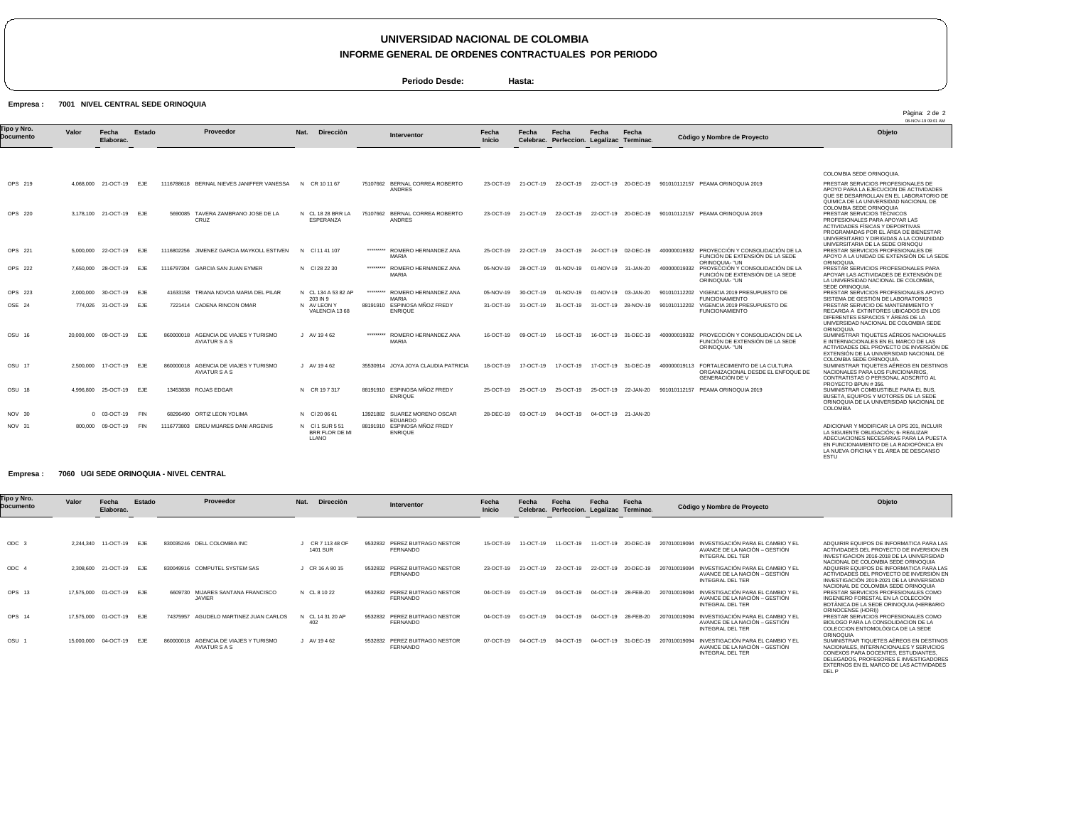# UNIVERSIDAD NACIONAL DE COLOMBIA

## INFORME GENERAL DE ORDENES CONTRACTUALES POR PERIODO

**Periodo Desde:** **Hasta:**

**Empresa :** **7001 NIVEL CENTRAL SEDE ORINOQUIA**

Pàgina: 2 de 2
08-NOV-19 09.01 AM

| Tipo y Nro. Documento | Valor | Fecha Elaborac. | Estado | Proveedor | Nat. | Dirección | Interventor | Fecha Inicio | Fecha Celebrac. | Fecha Perfeccion. | Fecha Legalizac | Fecha Terminac. | Còdigo y Nombre de Proyecto | Objeto |
|---|---|---|---|---|---|---|---|---|---|---|---|---|---|---|
| | | | | | | | | | | | | | | COLOMBIA SEDE ORINOQUIA. |
| OPS 219 | 4,068,000 | 21-OCT-19 | EJE | 1116788618 BERNAL NIEVES JANIFFER VANESSA | N | CR 10 11 67 | 75107662 BERNAL CORREA ROBERTO ANDRES | 23-OCT-19 | 21-OCT-19 | 22-OCT-19 | 22-OCT-19 | 20-DEC-19 | 901010112157 PEAMA ORINOQUIA 2019 | PRESTAR SERVICIOS PROFESIONALES DE APOYO PARA LA EJECUCION DE ACTIVIDADES QUE SE DESARROLLAN EN EL LABORATORIO DE QUIMICA DE LA UNIVERSIDAD NACIONAL DE COLOMBIA SEDE ORINOQUIA |
| OPS 220 | 3,178,100 | 21-OCT-19 | EJE | 5690085 TAVERA ZAMBRANO JOSE DE LA CRUZ | N | CL 18 28 BRR LA ESPERANZA | 75107662 BERNAL CORREA ROBERTO ANDRES | 23-OCT-19 | 21-OCT-19 | 22-OCT-19 | 22-OCT-19 | 20-DEC-19 | 901010112157 PEAMA ORINOQUIA 2019 | PRESTAR SERVICIOS TÉCNICOS PROFESIONALES PARA APOYAR LAS ACTIVIDADES FÍSICAS Y DEPORTIVAS PROGRAMADAS POR EL ÁREA DE BIENESTAR UNIVERSITARIO Y DIRIGIDAS A LA COMUNIDAD UNIVERSITARIA DE LA SEDE ORINOQU |
| OPS 221 | 5,000,000 | 22-OCT-19 | EJE | 1116802256 JIMENEZ GARCIA MAYKOLL ESTIVEN | N | Cl 11 41 107 | ********* ROMERO HERNANDEZ ANA MARIA | 25-OCT-19 | 22-OCT-19 | 24-OCT-19 | 24-OCT-19 | 02-DEC-19 | 400000019332 PROYECCIÓN Y CONSOLIDACIÓN DE LA FUNCIÓN DE EXTENSIÓN DE LA SEDE ORINOQUIA- "UN | PRESTAR SERVICIOS PROFESIONALES DE APOYO A LA UNIDAD DE EXTENSIÓN DE LA SEDE ORINOQUIA. |
| OPS 222 | 7,650,000 | 28-OCT-19 | EJE | 1116797304 GARCIA SAN JUAN EYMER | N | Cl 28 22 30 | ********* ROMERO HERNANDEZ ANA MARIA | 05-NOV-19 | 28-OCT-19 | 01-NOV-19 | 01-NOV-19 | 31-JAN-20 | 400000019332 PROYECCIÓN Y CONSOLIDACIÓN DE LA FUNCIÓN DE EXTENSIÓN DE LA SEDE ORINOQUIA- "UN | PRESTAR SERVICIOS PROFESIONALES PARA APOYAR LAS ACTIVIDADES DE EXTENSIÓN DE LA UNIVERSIDAD NACIONAL DE COLOMBIA, SEDE ORINOQUIA. |
| OPS 223 | 2,000,000 | 30-OCT-19 | EJE | 41633158 TRIANA NOVOA MARIA DEL PILAR | N | CL 134 A 53 82 AP 203 IN 9 | ********* ROMERO HERNANDEZ ANA MARIA | 05-NOV-19 | 30-OCT-19 | 01-NOV-19 | 01-NOV-19 | 03-JAN-20 | 901010112202 VIGENCIA 2019 PRESUPUESTO DE FUNCIONAMIENTO | PRESTAR SERVICIOS PROFESIONALES APOYO SISTEMA DE GESTIÓN DE LABORATORIOS |
| OSE 24 | 774,026 | 31-OCT-19 | EJE | 7221414 CADENA RINCON OMAR | N | AV LEON Y VALENCIA 13 68 | 88191910 ESPINOSA MÑOZ FREDY ENRIQUE | 31-OCT-19 | 31-OCT-19 | 31-OCT-19 | 31-OCT-19 | 28-NOV-19 | 901010112202 VIGENCIA 2019 PRESUPUESTO DE FUNCIONAMIENTO | PRESTAR SERVICIO DE MANTENIMIENTO Y RECARGA A EXTINTORES UBICADOS EN LOS DIFERENTES ESPACIOS Y ÁREAS DE LA UNIVERSIDAD NACIONAL DE COLOMBIA SEDE ORINOQUIA. |
| OSU 16 | 20,000,000 | 09-OCT-19 | EJE | 860000018 AGENCIA DE VIAJES Y TURISMO AVIATUR S A S | J | AV 19 4 62 | ********* ROMERO HERNANDEZ ANA MARIA | 16-OCT-19 | 09-OCT-19 | 16-OCT-19 | 16-OCT-19 | 31-DEC-19 | 400000019332 PROYECCIÓN Y CONSOLIDACIÓN DE LA FUNCIÓN DE EXTENSIÓN DE LA SEDE ORINOQUIA- "UN | SUMINISTRAR TIQUETES AÉREOS NACIONALES E INTERNACIONALES EN EL MARCO DE LAS ACTIVIDADES DEL PROYECTO DE INVERSIÓN DE EXTENSIÓN DE LA UNIVERSIDAD NACIONAL DE COLOMBIA SEDE ORINOQUIA. |
| OSU 17 | 2,500,000 | 17-OCT-19 | EJE | 860000018 AGENCIA DE VIAJES Y TURISMO AVIATUR S A S | J | AV 19 4 62 | 35530914 JOYA JOYA CLAUDIA PATRICIA | 18-OCT-19 | 17-OCT-19 | 17-OCT-19 | 17-OCT-19 | 31-DEC-19 | 400000019113 FORTALECIMIENTO DE LA CULTURA ORGANIZACIONAL DESDE EL ENFOQUE DE GENERACIÓN DE V | SUMINISTRAR TIQUETES AÉREOS EN DESTINOS NACIONALES PARA LOS FUNCIONARIOS, CONTRATISTAS O PERSONAL ADSCRITO AL PROYECTO BPUN # 356. |
| OSU 18 | 4,996,800 | 25-OCT-19 | EJE | 13453838 ROJAS EDGAR | N | CR 19 7 317 | 88191910 ESPINOSA MÑOZ FREDY ENRIQUE | 25-OCT-19 | 25-OCT-19 | 25-OCT-19 | 25-OCT-19 | 22-JAN-20 | 901010112157 PEAMA ORINOQUIA 2019 | SUMINISTRAR COMBUSTIBLE PARA EL BUS, BUSETA, EQUIPOS Y MOTORES DE LA SEDE ORINOQUIA DE LA UNIVERSIDAD NACIONAL DE COLOMBIA |
| NOV 30 | 0 | 03-OCT-19 | FIN | 68296490 ORTIZ LEON YOLIMA | N | Cl 20 06 61 | 13921882 SUAREZ MORENO OSCAR EDUARDO | 28-DEC-19 | 03-OCT-19 | 04-OCT-19 | 04-OCT-19 | 21-JAN-20 | | |
| NOV 31 | 800,000 | 09-OCT-19 | FIN | 1116773803 EREU MIJARES DANI ARGENIS | N | Cl 1 SUR 5 51 BRR FLOR DE MI LLANO | 88191910 ESPINOSA MÑOZ FREDY ENRIQUE | | | | | | | ADICIONAR Y MODIFICAR LA OPS 201, INCLUIR LA SIGUIENTE OBLIGACIÓN; 6- REALIZAR ADECUACIONES NECESARIAS PARA LA PUESTA EN FUNCIONAMIENTO DE LA RADIOFÓNICA EN LA NUEVA OFICINA Y EL ÁREA DE DESCANSO ESTU |

**Empresa :** **7060 UGI SEDE ORINOQUIA - NIVEL CENTRAL**

| Tipo y Nro. Documento | Valor | Fecha Elaborac. | Estado | Proveedor | Nat. | Dirección | Interventor | Fecha Inicio | Fecha Celebrac. | Fecha Perfeccion. | Fecha Legalizac | Fecha Terminac. | Còdigo y Nombre de Proyecto | Objeto |
|---|---|---|---|---|---|---|---|---|---|---|---|---|---|---|
| ODC 3 | 2,244,340 | 11-OCT-19 | EJE | 830035246 DELL COLOMBIA INC | J | CR 7 113 48 OF 1401 SUR | 9532832 PEREZ BUITRAGO NESTOR FERNANDO | 15-OCT-19 | 11-OCT-19 | 11-OCT-19 | 11-OCT-19 | 20-DEC-19 | 207010019094 INVESTIGACIÓN PARA EL CAMBIO Y EL AVANCE DE LA NACIÓN – GESTIÓN INTEGRAL DEL TER | ADQUIRIR EQUIPOS DE INFORMATICA PARA LAS ACTIVIDADES DEL PROYECTO DE INVERSION EN INVESTIGACION 2016-2018 DE LA UNIVERSIDAD NACIONAL DE COLOMBIA SEDE ORINOQUIA |
| ODC 4 | 2,308,600 | 21-OCT-19 | EJE | 830049916 COMPUTEL SYSTEM SAS | J | CR 16 A 80 15 | 9532832 PEREZ BUITRAGO NESTOR FERNANDO | 23-OCT-19 | 21-OCT-19 | 22-OCT-19 | 22-OCT-19 | 20-DEC-19 | 207010019094 INVESTIGACIÓN PARA EL CAMBIO Y EL AVANCE DE LA NACIÓN – GESTIÓN INTEGRAL DEL TER | ADQUIRIR EQUIPOS DE INFORMATICA PARA LAS ACTIVIDADES DEL PROYECTO DE INVERSIÓN EN INVESTIGACIÓN 2019-2021 DE LA UNIVERSIDAD NACIONAL DE COLOMBIA SEDE ORINOQUIA |
| OPS 13 | 17,575,000 | 01-OCT-19 | EJE | 6609730 MIJARES SANTANA FRANCISCO JAVIER | N | CL 8 10 22 | 9532832 PEREZ BUITRAGO NESTOR FERNANDO | 04-OCT-19 | 01-OCT-19 | 04-OCT-19 | 04-OCT-19 | 28-FEB-20 | 207010019094 INVESTIGACIÓN PARA EL CAMBIO Y EL AVANCE DE LA NACIÓN – GESTIÓN INTEGRAL DEL TER | PRESTAR SERVICIOS PROFESIONALES COMO INGENIERO FORESTAL EN LA COLECCIÓN BOTÁNICA DE LA SEDE ORINOQUIA (HERBARIO ORINOCENSE (HORI)) |
| OPS 14 | 17,575,000 | 01-OCT-19 | EJE | 74375957 AGUDELO MARTINEZ JUAN CARLOS | N | CL 14 31 20 AP 402 | 9532832 PEREZ BUITRAGO NESTOR FERNANDO | 04-OCT-19 | 01-OCT-19 | 04-OCT-19 | 04-OCT-19 | 28-FEB-20 | 207010019094 INVESTIGACIÓN PARA EL CAMBIO Y EL AVANCE DE LA NACIÓN – GESTIÓN INTEGRAL DEL TER | PRESTAR SERVICIOS PROFESIONALES COMO BIOLOGO PARA LA CONSOLIDACION DE LA COLECCION ENTOMOLÓGICA DE LA SEDE ORINOQUIA |
| OSU 1 | 15,000,000 | 04-OCT-19 | EJE | 860000018 AGENCIA DE VIAJES Y TURISMO AVIATUR S A S | J | AV 19 4 62 | 9532832 PEREZ BUITRAGO NESTOR FERNANDO | 07-OCT-19 | 04-OCT-19 | 04-OCT-19 | 04-OCT-19 | 31-DEC-19 | 207010019094 INVESTIGACIÓN PARA EL CAMBIO Y EL AVANCE DE LA NACIÓN – GESTIÓN INTEGRAL DEL TER | SUMINISTRAR TIQUETES AÉREOS EN DESTINOS NACIONALES, INTERNACIONALES Y SERVICIOS CONEXOS PARA DOCENTES, ESTUDIANTES, DELEGADOS, PROFESORES E INVESTIGADORES EXTERNOS EN EL MARCO DE LAS ACTIVIDADES DEL P |